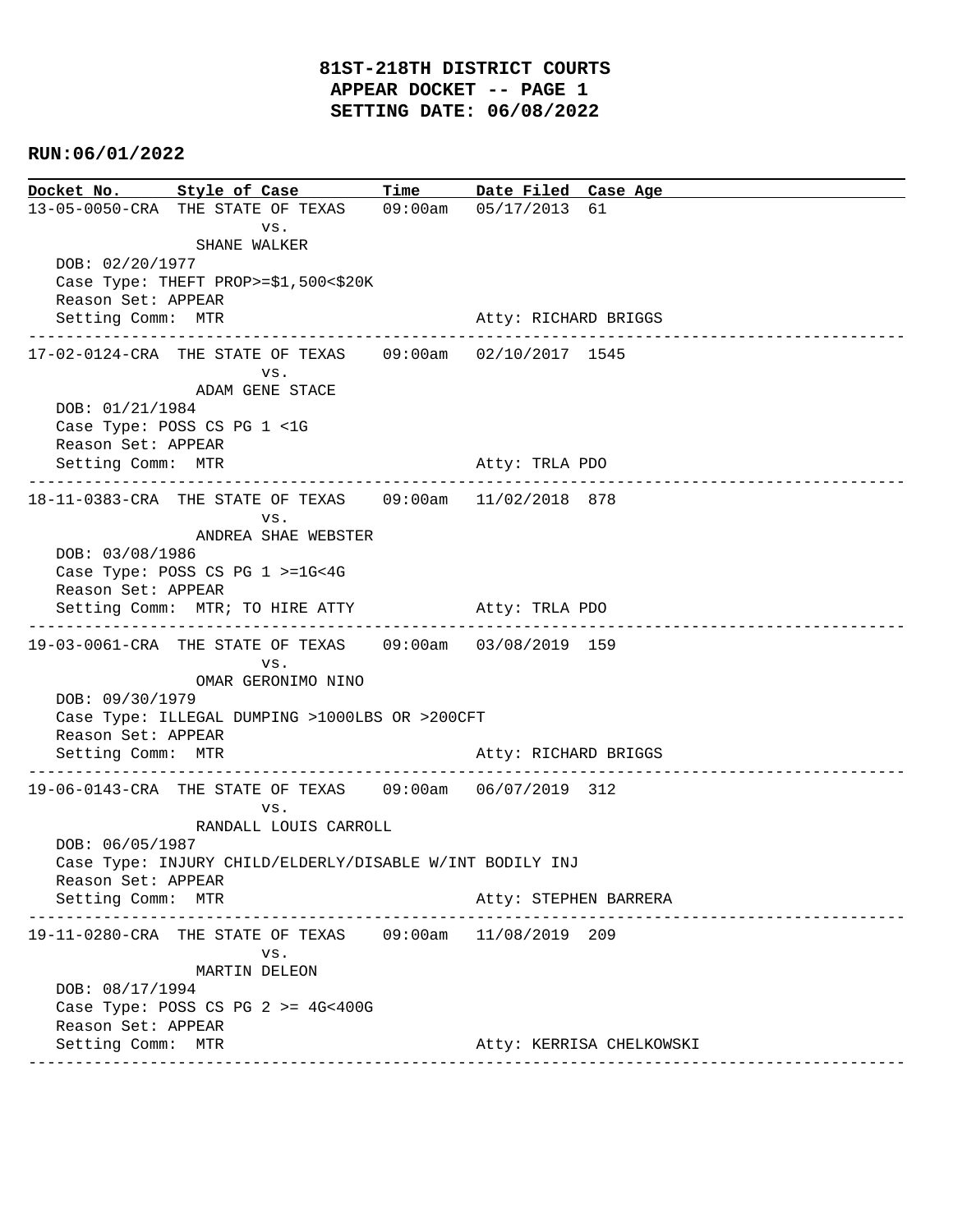# 81ST-218TH DISTRICT COURTS
## APPEAR DOCKET -- PAGE 1
## SETTING DATE: 06/08/2022

**RUN:06/01/2022**

| Docket No. | Style of Case | Time | Date Filed | Case Age |
|---|---|---|---|---|

**13-05-0050-CRA** THE STATE OF TEXAS vs. SHANE WALKER — 09:00am — 05/17/2013 — 61
- DOB: 02/20/1977
- Case Type: THEFT PROP>=$1,500<$20K
- Reason Set: APPEAR
- Setting Comm: MTR — Atty: RICHARD BRIGGS

---

**17-02-0124-CRA** THE STATE OF TEXAS vs. ADAM GENE STACE — 09:00am — 02/10/2017 — 1545
- DOB: 01/21/1984
- Case Type: POSS CS PG 1 <1G
- Reason Set: APPEAR
- Setting Comm: MTR — Atty: TRLA PDO

---

**18-11-0383-CRA** THE STATE OF TEXAS vs. ANDREA SHAE WEBSTER — 09:00am — 11/02/2018 — 878
- DOB: 03/08/1986
- Case Type: POSS CS PG 1 >=1G<4G
- Reason Set: APPEAR
- Setting Comm: MTR; TO HIRE ATTY — Atty: TRLA PDO

---

**19-03-0061-CRA** THE STATE OF TEXAS vs. OMAR GERONIMO NINO — 09:00am — 03/08/2019 — 159
- DOB: 09/30/1979
- Case Type: ILLEGAL DUMPING >1000LBS OR >200CFT
- Reason Set: APPEAR
- Setting Comm: MTR — Atty: RICHARD BRIGGS

---

**19-06-0143-CRA** THE STATE OF TEXAS vs. RANDALL LOUIS CARROLL — 09:00am — 06/07/2019 — 312
- DOB: 06/05/1987
- Case Type: INJURY CHILD/ELDERLY/DISABLE W/INT BODILY INJ
- Reason Set: APPEAR
- Setting Comm: MTR — Atty: STEPHEN BARRERA

---

**19-11-0280-CRA** THE STATE OF TEXAS vs. MARTIN DELEON — 09:00am — 11/08/2019 — 209
- DOB: 08/17/1994
- Case Type: POSS CS PG 2 >= 4G<400G
- Reason Set: APPEAR
- Setting Comm: MTR — Atty: KERRISA CHELKOWSKI

---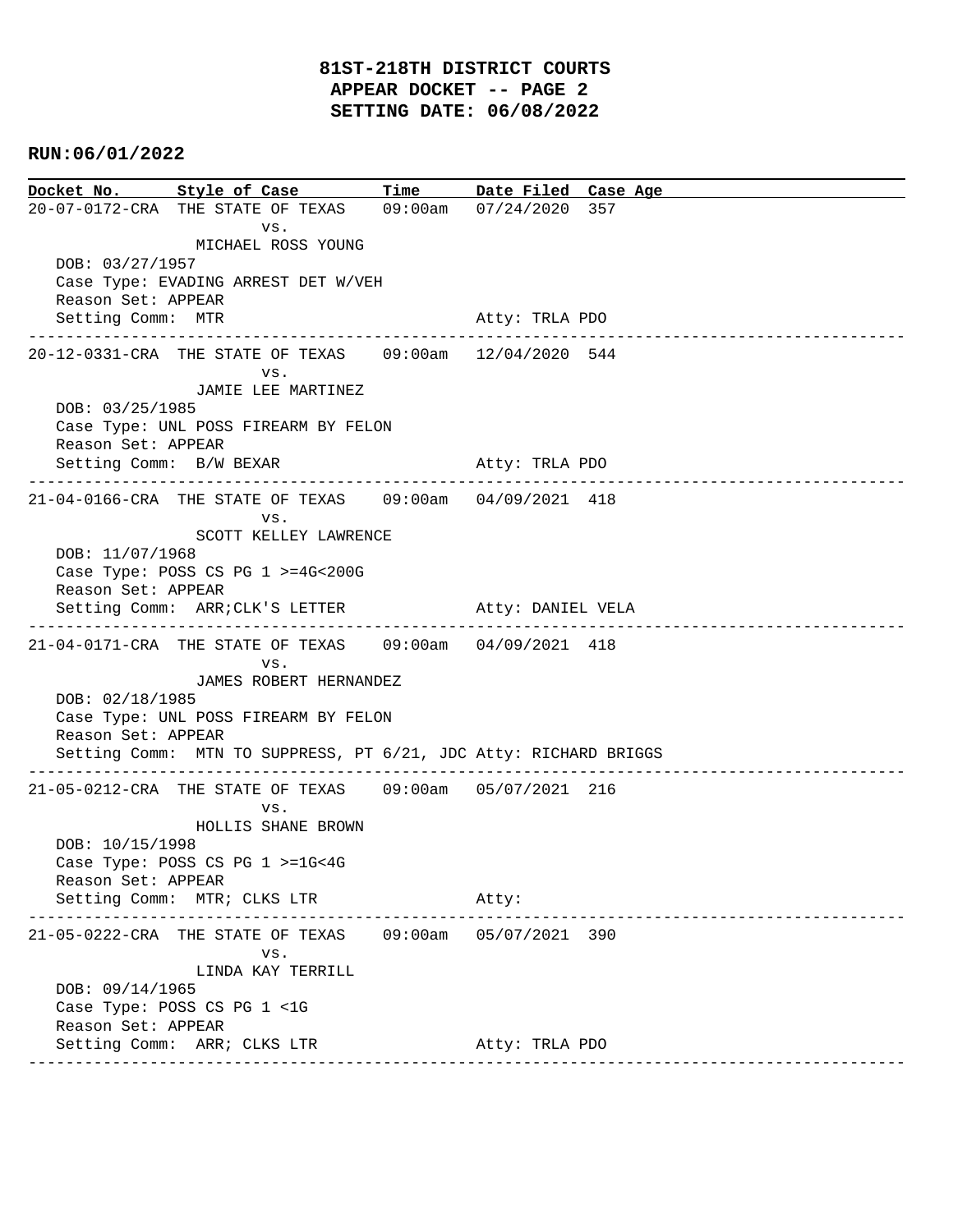# 81ST-218TH DISTRICT COURTS
## APPEAR DOCKET -- PAGE 2
## SETTING DATE: 06/08/2022

**RUN:06/01/2022**

| Docket No. | Style of Case | Time | Date Filed | Case Age |
|---|---|---|---|---|

---

**20-07-0172-CRA** THE STATE OF TEXAS vs. MICHAEL ROSS YOUNG — 09:00am — 07/24/2020 — 357

DOB: 03/27/1957
Case Type: EVADING ARREST DET W/VEH
Reason Set: APPEAR
Setting Comm: MTR — Atty: TRLA PDO

---

**20-12-0331-CRA** THE STATE OF TEXAS vs. JAMIE LEE MARTINEZ — 09:00am — 12/04/2020 — 544

DOB: 03/25/1985
Case Type: UNL POSS FIREARM BY FELON
Reason Set: APPEAR
Setting Comm: B/W BEXAR — Atty: TRLA PDO

---

**21-04-0166-CRA** THE STATE OF TEXAS vs. SCOTT KELLEY LAWRENCE — 09:00am — 04/09/2021 — 418

DOB: 11/07/1968
Case Type: POSS CS PG 1 >=4G<200G
Reason Set: APPEAR
Setting Comm: ARR;CLK'S LETTER — Atty: DANIEL VELA

---

**21-04-0171-CRA** THE STATE OF TEXAS vs. JAMES ROBERT HERNANDEZ — 09:00am — 04/09/2021 — 418

DOB: 02/18/1985
Case Type: UNL POSS FIREARM BY FELON
Reason Set: APPEAR
Setting Comm: MTN TO SUPPRESS, PT 6/21, JDC — Atty: RICHARD BRIGGS

---

**21-05-0212-CRA** THE STATE OF TEXAS vs. HOLLIS SHANE BROWN — 09:00am — 05/07/2021 — 216

DOB: 10/15/1998
Case Type: POSS CS PG 1 >=1G<4G
Reason Set: APPEAR
Setting Comm: MTR; CLKS LTR — Atty:

---

**21-05-0222-CRA** THE STATE OF TEXAS vs. LINDA KAY TERRILL — 09:00am — 05/07/2021 — 390

DOB: 09/14/1965
Case Type: POSS CS PG 1 <1G
Reason Set: APPEAR
Setting Comm: ARR; CLKS LTR — Atty: TRLA PDO

---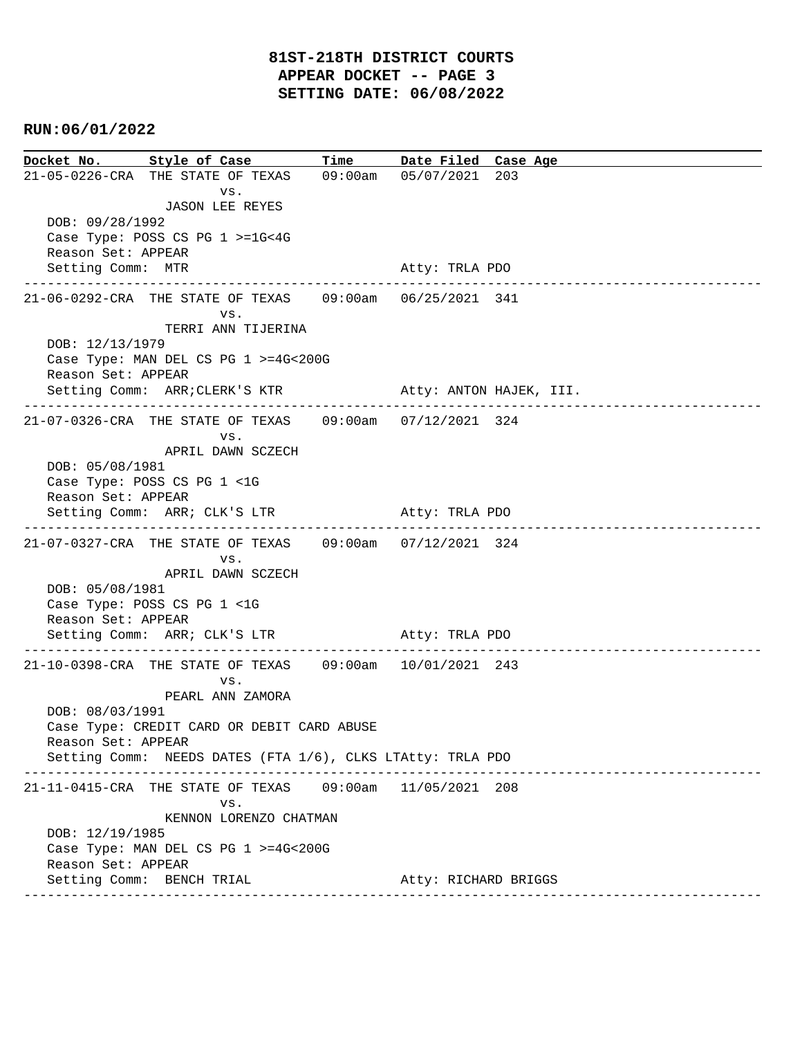# 81ST-218TH DISTRICT COURTS
## APPEAR DOCKET -- PAGE 3
## SETTING DATE: 06/08/2022

**RUN:06/01/2022**

| Docket No. | Style of Case | Time | Date Filed | Case Age |
|---|---|---|---|---|

---

21-05-0226-CRA  THE STATE OF TEXAS  09:00am  05/07/2021  203
vs.
JASON LEE REYES
DOB: 09/28/1992
Case Type: POSS CS PG 1 >=1G<4G
Reason Set: APPEAR
Setting Comm: MTR  Atty: TRLA PDO

---

21-06-0292-CRA  THE STATE OF TEXAS  09:00am  06/25/2021  341
vs.
TERRI ANN TIJERINA
DOB: 12/13/1979
Case Type: MAN DEL CS PG 1 >=4G<200G
Reason Set: APPEAR
Setting Comm: ARR;CLERK'S KTR  Atty: ANTON HAJEK, III.

---

21-07-0326-CRA  THE STATE OF TEXAS  09:00am  07/12/2021  324
vs.
APRIL DAWN SCZECH
DOB: 05/08/1981
Case Type: POSS CS PG 1 <1G
Reason Set: APPEAR
Setting Comm: ARR; CLK'S LTR  Atty: TRLA PDO

---

21-07-0327-CRA  THE STATE OF TEXAS  09:00am  07/12/2021  324
vs.
APRIL DAWN SCZECH
DOB: 05/08/1981
Case Type: POSS CS PG 1 <1G
Reason Set: APPEAR
Setting Comm: ARR; CLK'S LTR  Atty: TRLA PDO

---

21-10-0398-CRA  THE STATE OF TEXAS  09:00am  10/01/2021  243
vs.
PEARL ANN ZAMORA
DOB: 08/03/1991
Case Type: CREDIT CARD OR DEBIT CARD ABUSE
Reason Set: APPEAR
Setting Comm: NEEDS DATES (FTA 1/6), CLKS LTAtty: TRLA PDO

---

21-11-0415-CRA  THE STATE OF TEXAS  09:00am  11/05/2021  208
vs.
KENNON LORENZO CHATMAN
DOB: 12/19/1985
Case Type: MAN DEL CS PG 1 >=4G<200G
Reason Set: APPEAR
Setting Comm: BENCH TRIAL  Atty: RICHARD BRIGGS

---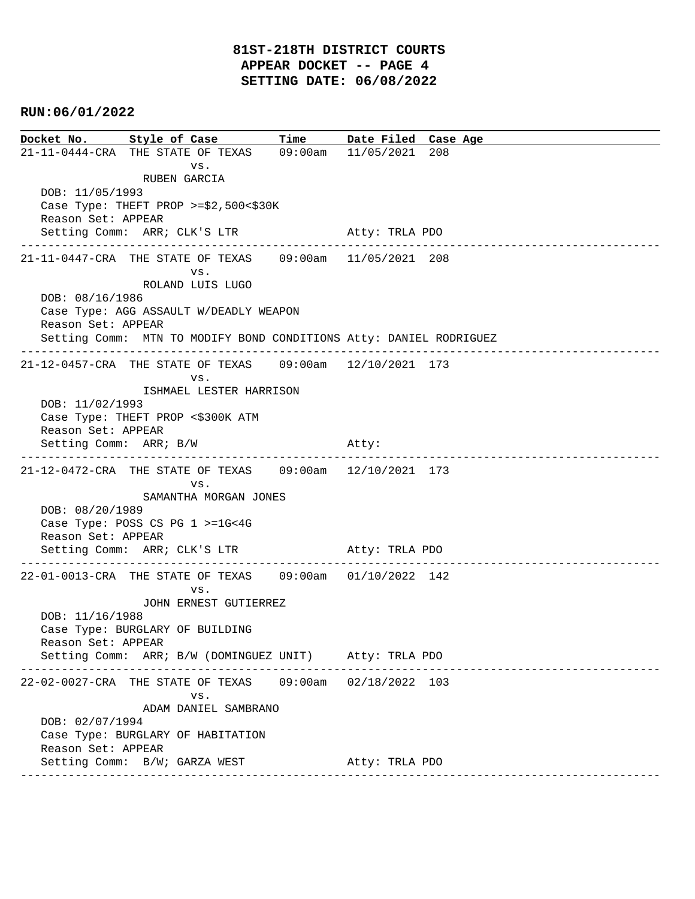**81ST-218TH DISTRICT COURTS**
**APPEAR DOCKET -- PAGE 4**
**SETTING DATE: 06/08/2022**

**RUN:06/01/2022**

| Docket No. | Style of Case | Time | Date Filed | Case Age |
|---|---|---|---|---|

---

21-11-0444-CRA THE STATE OF TEXAS 09:00am 11/05/2021 208
vs.
RUBEN GARCIA
DOB: 11/05/1993
Case Type: THEFT PROP >=$2,500<$30K
Reason Set: APPEAR
Setting Comm: ARR; CLK'S LTR Atty: TRLA PDO

---

21-11-0447-CRA THE STATE OF TEXAS 09:00am 11/05/2021 208
vs.
ROLAND LUIS LUGO
DOB: 08/16/1986
Case Type: AGG ASSAULT W/DEADLY WEAPON
Reason Set: APPEAR
Setting Comm: MTN TO MODIFY BOND CONDITIONS Atty: DANIEL RODRIGUEZ

---

21-12-0457-CRA THE STATE OF TEXAS 09:00am 12/10/2021 173
vs.
ISHMAEL LESTER HARRISON
DOB: 11/02/1993
Case Type: THEFT PROP <$300K ATM
Reason Set: APPEAR
Setting Comm: ARR; B/W Atty:

---

21-12-0472-CRA THE STATE OF TEXAS 09:00am 12/10/2021 173
vs.
SAMANTHA MORGAN JONES
DOB: 08/20/1989
Case Type: POSS CS PG 1 >=1G<4G
Reason Set: APPEAR
Setting Comm: ARR; CLK'S LTR Atty: TRLA PDO

---

22-01-0013-CRA THE STATE OF TEXAS 09:00am 01/10/2022 142
vs.
JOHN ERNEST GUTIERREZ
DOB: 11/16/1988
Case Type: BURGLARY OF BUILDING
Reason Set: APPEAR
Setting Comm: ARR; B/W (DOMINGUEZ UNIT) Atty: TRLA PDO

---

22-02-0027-CRA THE STATE OF TEXAS 09:00am 02/18/2022 103
vs.
ADAM DANIEL SAMBRANO
DOB: 02/07/1994
Case Type: BURGLARY OF HABITATION
Reason Set: APPEAR
Setting Comm: B/W; GARZA WEST Atty: TRLA PDO

---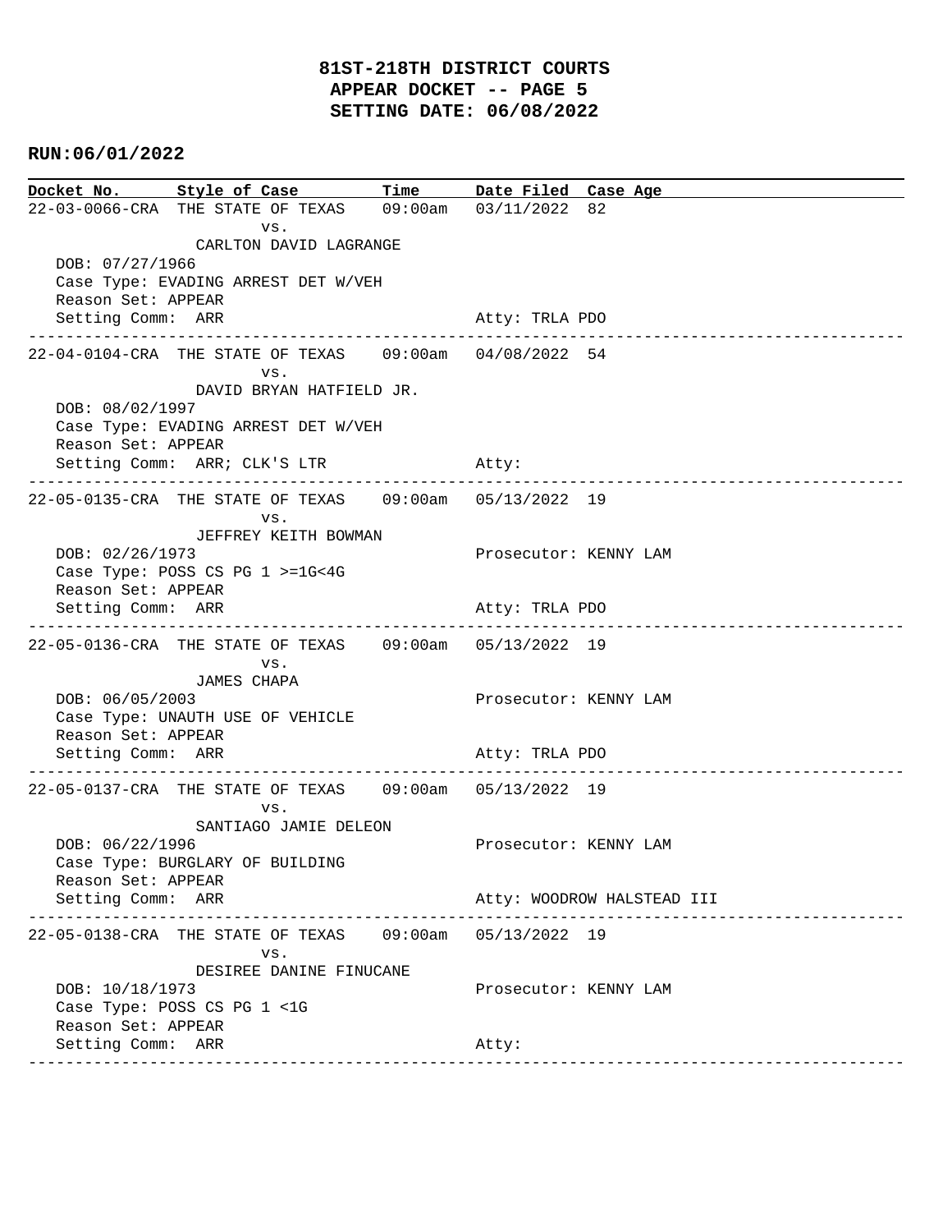# 81ST-218TH DISTRICT COURTS
## APPEAR DOCKET -- PAGE 5
## SETTING DATE: 06/08/2022

**RUN:06/01/2022**

| Docket No. | Style of Case | Time | Date Filed | Case Age |
|---|---|---|---|---|

---

**22-03-0066-CRA** THE STATE OF TEXAS vs. CARLTON DAVID LAGRANGE — 09:00am — 03/11/2022 — 82

DOB: 07/27/1966
Case Type: EVADING ARREST DET W/VEH
Reason Set: APPEAR
Setting Comm: ARR — Atty: TRLA PDO

---

**22-04-0104-CRA** THE STATE OF TEXAS vs. DAVID BRYAN HATFIELD JR. — 09:00am — 04/08/2022 — 54

DOB: 08/02/1997
Case Type: EVADING ARREST DET W/VEH
Reason Set: APPEAR
Setting Comm: ARR; CLK'S LTR — Atty:

---

**22-05-0135-CRA** THE STATE OF TEXAS vs. JEFFREY KEITH BOWMAN — 09:00am — 05/13/2022 — 19

DOB: 02/26/1973 — Prosecutor: KENNY LAM
Case Type: POSS CS PG 1 >=1G<4G
Reason Set: APPEAR
Setting Comm: ARR — Atty: TRLA PDO

---

**22-05-0136-CRA** THE STATE OF TEXAS vs. JAMES CHAPA — 09:00am — 05/13/2022 — 19

DOB: 06/05/2003 — Prosecutor: KENNY LAM
Case Type: UNAUTH USE OF VEHICLE
Reason Set: APPEAR
Setting Comm: ARR — Atty: TRLA PDO

---

**22-05-0137-CRA** THE STATE OF TEXAS vs. SANTIAGO JAMIE DELEON — 09:00am — 05/13/2022 — 19

DOB: 06/22/1996 — Prosecutor: KENNY LAM
Case Type: BURGLARY OF BUILDING
Reason Set: APPEAR
Setting Comm: ARR — Atty: WOODROW HALSTEAD III

---

**22-05-0138-CRA** THE STATE OF TEXAS vs. DESIREE DANINE FINUCANE — 09:00am — 05/13/2022 — 19

DOB: 10/18/1973 — Prosecutor: KENNY LAM
Case Type: POSS CS PG 1 <1G
Reason Set: APPEAR
Setting Comm: ARR — Atty:

---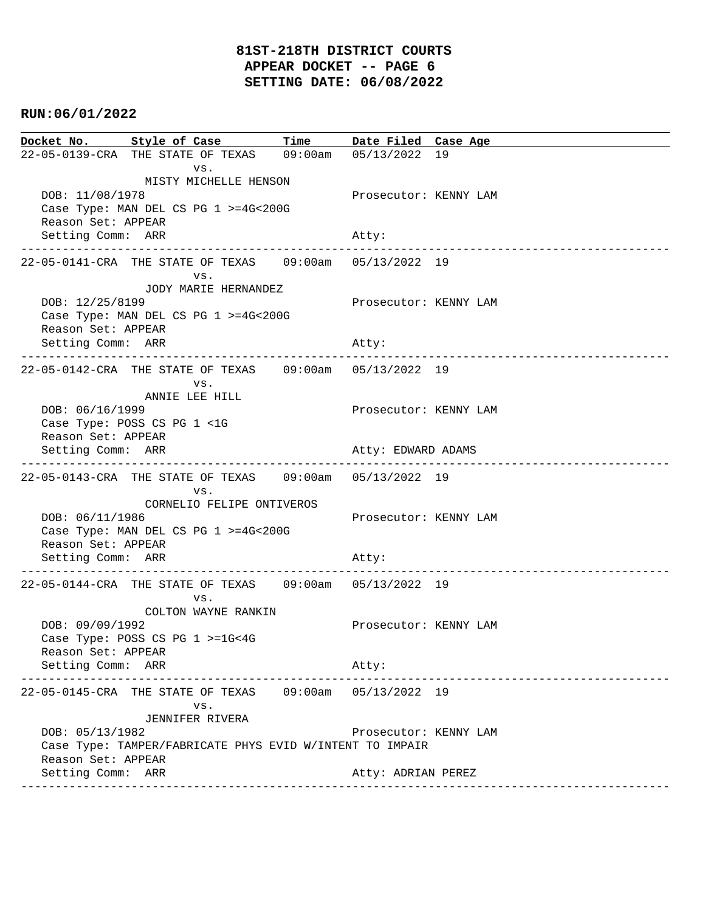# 81ST-218TH DISTRICT COURTS
## APPEAR DOCKET -- PAGE 6
## SETTING DATE: 06/08/2022

**RUN:06/01/2022**

| Docket No. | Style of Case | Time | Date Filed | Case Age |
|---|---|---|---|---|

```
22-05-0139-CRA  THE STATE OF TEXAS    09:00am  05/13/2022  19
                    vs.
                MISTY MICHELLE HENSON
  DOB: 11/08/1978                              Prosecutor: KENNY LAM
  Case Type: MAN DEL CS PG 1 >=4G<200G
  Reason Set: APPEAR
  Setting Comm:  ARR                           Atty:
-----------------------------------------------------------------------------------------------
22-05-0141-CRA  THE STATE OF TEXAS    09:00am  05/13/2022  19
                    vs.
                JODY MARIE HERNANDEZ
  DOB: 12/25/8199                              Prosecutor: KENNY LAM
  Case Type: MAN DEL CS PG 1 >=4G<200G
  Reason Set: APPEAR
  Setting Comm:  ARR                           Atty:
-----------------------------------------------------------------------------------------------
22-05-0142-CRA  THE STATE OF TEXAS    09:00am  05/13/2022  19
                    vs.
                ANNIE LEE HILL
  DOB: 06/16/1999                              Prosecutor: KENNY LAM
  Case Type: POSS CS PG 1 <1G
  Reason Set: APPEAR
  Setting Comm:  ARR                           Atty: EDWARD ADAMS
-----------------------------------------------------------------------------------------------
22-05-0143-CRA  THE STATE OF TEXAS    09:00am  05/13/2022  19
                    vs.
                CORNELIO FELIPE ONTIVEROS
  DOB: 06/11/1986                              Prosecutor: KENNY LAM
  Case Type: MAN DEL CS PG 1 >=4G<200G
  Reason Set: APPEAR
  Setting Comm:  ARR                           Atty:
-----------------------------------------------------------------------------------------------
22-05-0144-CRA  THE STATE OF TEXAS    09:00am  05/13/2022  19
                    vs.
                COLTON WAYNE RANKIN
  DOB: 09/09/1992                              Prosecutor: KENNY LAM
  Case Type: POSS CS PG 1 >=1G<4G
  Reason Set: APPEAR
  Setting Comm:  ARR                           Atty:
-----------------------------------------------------------------------------------------------
22-05-0145-CRA  THE STATE OF TEXAS    09:00am  05/13/2022  19
                    vs.
                JENNIFER RIVERA
  DOB: 05/13/1982                              Prosecutor: KENNY LAM
  Case Type: TAMPER/FABRICATE PHYS EVID W/INTENT TO IMPAIR
  Reason Set: APPEAR
  Setting Comm:  ARR                           Atty: ADRIAN PEREZ
-----------------------------------------------------------------------------------------------
```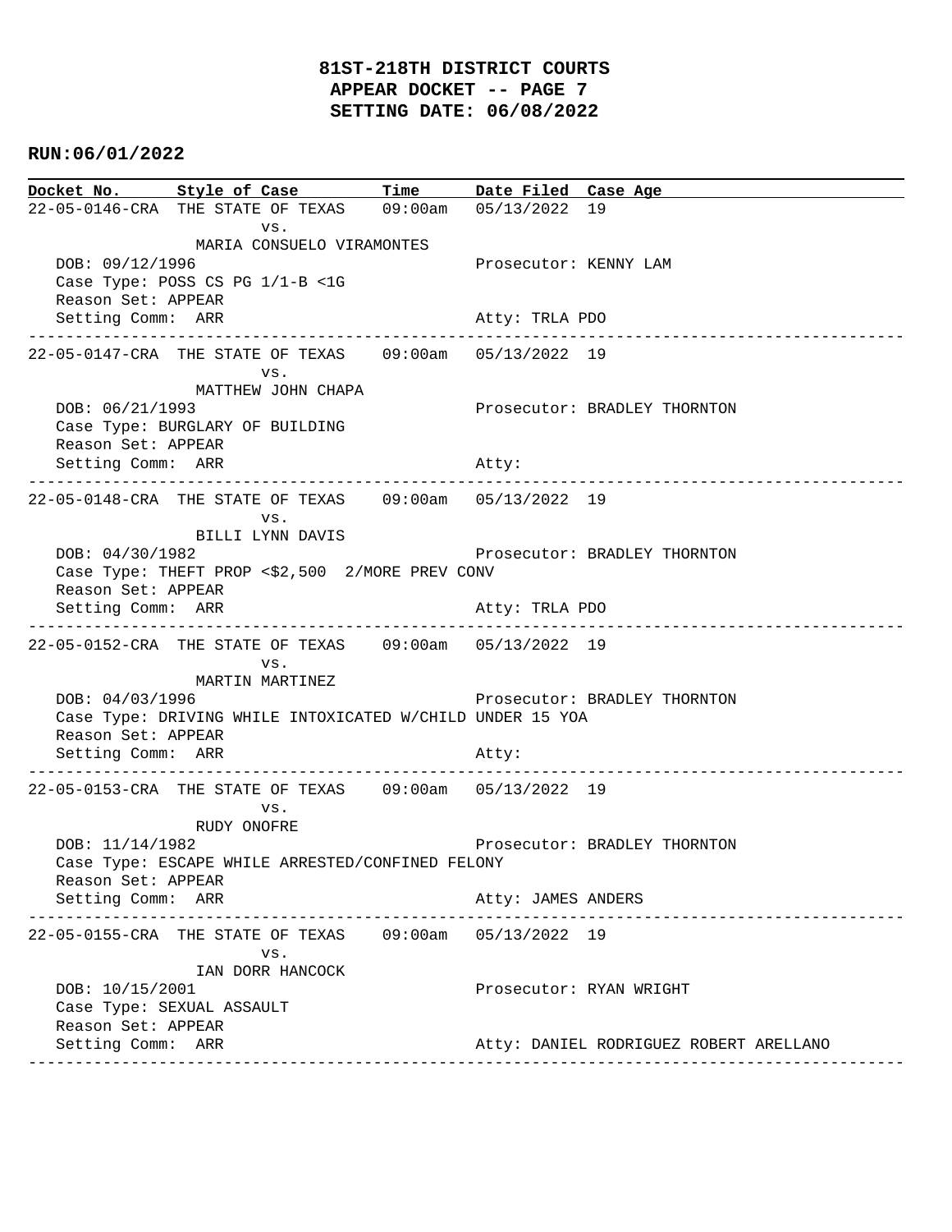# 81ST-218TH DISTRICT COURTS
## APPEAR DOCKET -- PAGE 7
## SETTING DATE: 06/08/2022

**RUN:06/01/2022**

| Docket No. | Style of Case | Time | Date Filed | Case Age |
|---|---|---|---|---|
| 22-05-0146-CRA | THE STATE OF TEXAS vs. MARIA CONSUELO VIRAMONTES | 09:00am | 05/13/2022 | 19 |

DOB: 09/12/1996 Prosecutor: KENNY LAM
Case Type: POSS CS PG 1/1-B <1G
Reason Set: APPEAR
Setting Comm: ARR Atty: TRLA PDO

---

| Docket No. | Style of Case | Time | Date Filed | Case Age |
|---|---|---|---|---|
| 22-05-0147-CRA | THE STATE OF TEXAS vs. MATTHEW JOHN CHAPA | 09:00am | 05/13/2022 | 19 |

DOB: 06/21/1993 Prosecutor: BRADLEY THORNTON
Case Type: BURGLARY OF BUILDING
Reason Set: APPEAR
Setting Comm: ARR Atty:

---

| Docket No. | Style of Case | Time | Date Filed | Case Age |
|---|---|---|---|---|
| 22-05-0148-CRA | THE STATE OF TEXAS vs. BILLI LYNN DAVIS | 09:00am | 05/13/2022 | 19 |

DOB: 04/30/1982 Prosecutor: BRADLEY THORNTON
Case Type: THEFT PROP <$2,500 2/MORE PREV CONV
Reason Set: APPEAR
Setting Comm: ARR Atty: TRLA PDO

---

| Docket No. | Style of Case | Time | Date Filed | Case Age |
|---|---|---|---|---|
| 22-05-0152-CRA | THE STATE OF TEXAS vs. MARTIN MARTINEZ | 09:00am | 05/13/2022 | 19 |

DOB: 04/03/1996 Prosecutor: BRADLEY THORNTON
Case Type: DRIVING WHILE INTOXICATED W/CHILD UNDER 15 YOA
Reason Set: APPEAR
Setting Comm: ARR Atty:

---

| Docket No. | Style of Case | Time | Date Filed | Case Age |
|---|---|---|---|---|
| 22-05-0153-CRA | THE STATE OF TEXAS vs. RUDY ONOFRE | 09:00am | 05/13/2022 | 19 |

DOB: 11/14/1982 Prosecutor: BRADLEY THORNTON
Case Type: ESCAPE WHILE ARRESTED/CONFINED FELONY
Reason Set: APPEAR
Setting Comm: ARR Atty: JAMES ANDERS

---

| Docket No. | Style of Case | Time | Date Filed | Case Age |
|---|---|---|---|---|
| 22-05-0155-CRA | THE STATE OF TEXAS vs. IAN DORR HANCOCK | 09:00am | 05/13/2022 | 19 |

DOB: 10/15/2001 Prosecutor: RYAN WRIGHT
Case Type: SEXUAL ASSAULT
Reason Set: APPEAR
Setting Comm: ARR Atty: DANIEL RODRIGUEZ ROBERT ARELLANO

---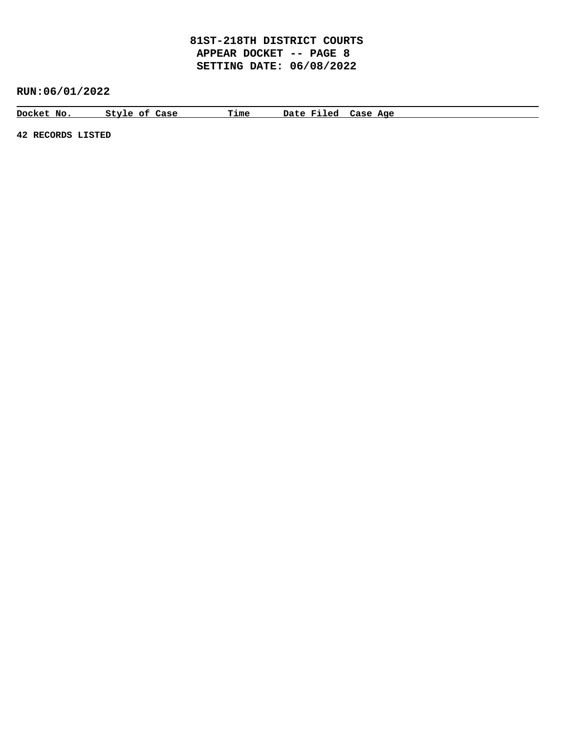**81ST-218TH DISTRICT COURTS**
**APPEAR DOCKET -- PAGE 8**
**SETTING DATE: 06/08/2022**

**RUN:06/01/2022**

| Docket No. | Style of Case | Time | Date Filed | Case Age |
|---|---|---|---|---|

**42 RECORDS LISTED**